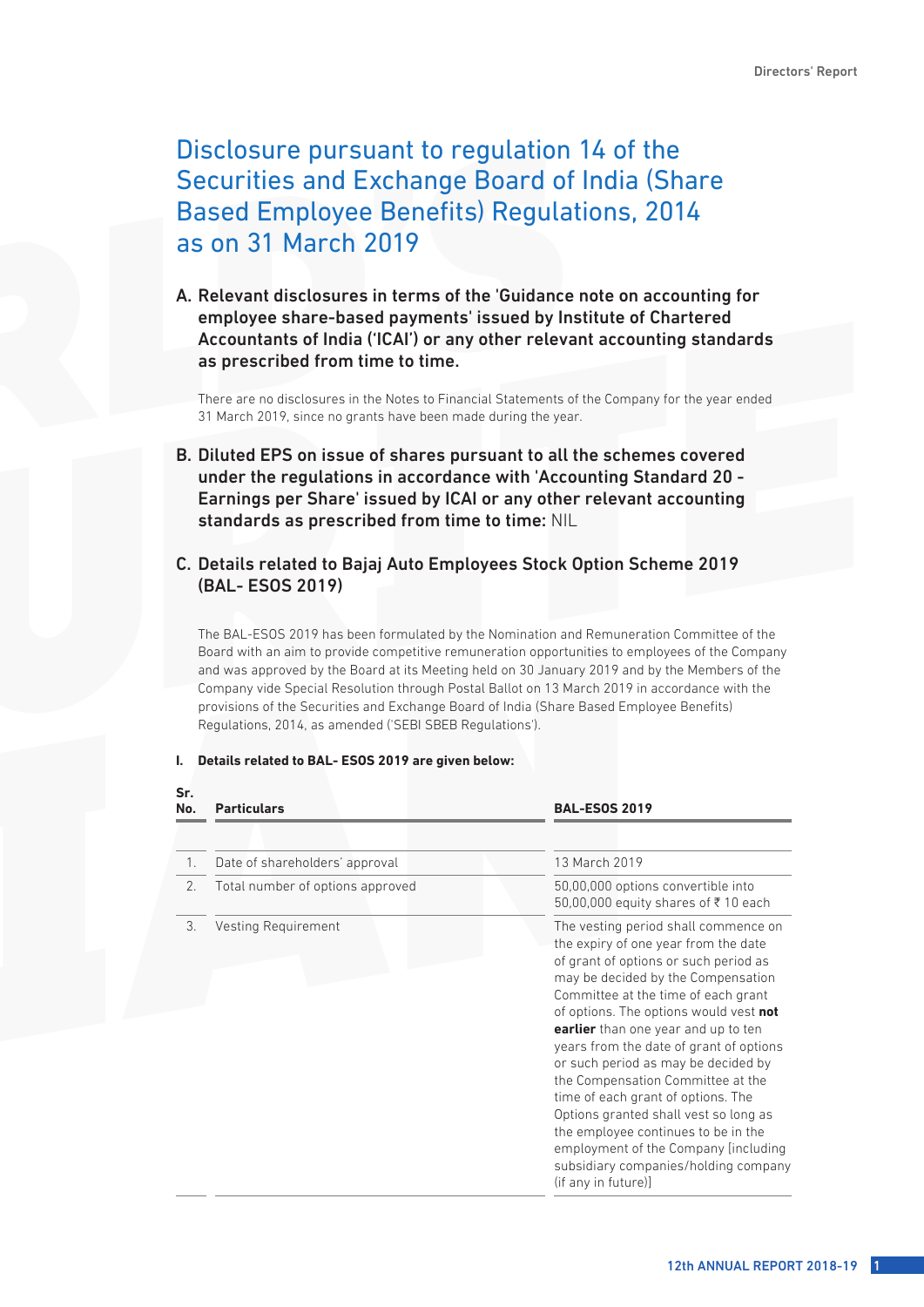# Disclosure pursuant to regulation 14 of the Securities and Exchange Board of India (Share Based Employee Benefits) Regulations, 2014 as on 31 March 2019

## A. Relevant disclosures in terms of the 'Guidance note on accounting for employee share-based payments' issued by Institute of Chartered Accountants of India ('ICAI') or any other relevant accounting standards as prescribed from time to time.

There are no disclosures in the Notes to Financial Statements of the Company for the year ended 31 March 2019, since no grants have been made during the year.

## B. Diluted EPS on issue of shares pursuant to all the schemes covered under the regulations in accordance with 'Accounting Standard 20 - Earnings per Share' issued by ICAI or any other relevant accounting standards as prescribed from time to time: NIL

## C. Details related to Bajaj Auto Employees Stock Option Scheme 2019 (BAL- ESOS 2019)

The BAL-ESOS 2019 has been formulated by the Nomination and Remuneration Committee of the Board with an aim to provide competitive remuneration opportunities to employees of the Company and was approved by the Board at its Meeting held on 30 January 2019 and by the Members of the Company vide Special Resolution through Postal Ballot on 13 March 2019 in accordance with the provisions of the Securities and Exchange Board of India (Share Based Employee Benefits) Regulations, 2014, as amended ('SEBI SBEB Regulations').

**I. Details related to BAL- ESOS 2019 are given below:**

| Sr. No. | Particulars | BAL-ESOS 2019 |
|---|---|---|
| 1. | Date of shareholders' approval | 13 March 2019 |
| 2. | Total number of options approved | 50,00,000 options convertible into 50,00,000 equity shares of ₹ 10 each |
| 3. | Vesting Requirement | The vesting period shall commence on the expiry of one year from the date of grant of options or such period as may be decided by the Compensation Committee at the time of each grant of options. The options would vest **not earlier** than one year and up to ten years from the date of grant of options or such period as may be decided by the Compensation Committee at the time of each grant of options. The Options granted shall vest so long as the employee continues to be in the employment of the Company [including subsidiary companies/holding company (if any in future)] |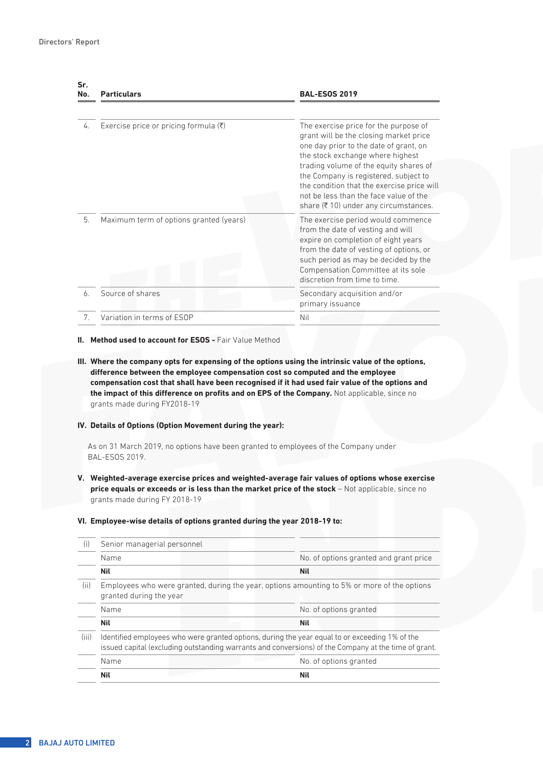| Sr. No. | Particulars | BAL-ESOS 2019 |
|---|---|---|
| 4. | Exercise price or pricing formula (₹) | The exercise price for the purpose of grant will be the closing market price one day prior to the date of grant, on the stock exchange where highest trading volume of the equity shares of the Company is registered, subject to the condition that the exercise price will not be less than the face value of the share (₹ 10) under any circumstances. |
| 5. | Maximum term of options granted (years) | The exercise period would commence from the date of vesting and will expire on completion of eight years from the date of vesting of options, or such period as may be decided by the Compensation Committee at its sole discretion from time to time. |
| 6. | Source of shares | Secondary acquisition and/or primary issuance |
| 7. | Variation in terms of ESOP | Nil |

**II. Method used to account for ESOS -** Fair Value Method

**III. Where the company opts for expensing of the options using the intrinsic value of the options, difference between the employee compensation cost so computed and the employee compensation cost that shall have been recognised if it had used fair value of the options and the impact of this difference on profits and on EPS of the Company.** Not applicable, since no grants made during FY2018-19

**IV. Details of Options (Option Movement during the year):**

As on 31 March 2019, no options have been granted to employees of the Company under BAL-ESOS 2019.

**V. Weighted-average exercise prices and weighted-average fair values of options whose exercise price equals or exceeds or is less than the market price of the stock** – Not applicable, since no grants made during FY 2018-19

**VI. Employee-wise details of options granted during the year 2018-19 to:**

| | | |
|---|---|---|
| (i) | Senior managerial personnel | |
| | Name | No. of options granted and grant price |
| | **Nil** | **Nil** |
| (ii) | Employees who were granted, during the year, options amounting to 5% or more of the options granted during the year | |
| | Name | No. of options granted |
| | **Nil** | **Nil** |
| (iii) | Identified employees who were granted options, during the year equal to or exceeding 1% of the issued capital (excluding outstanding warrants and conversions) of the Company at the time of grant. | |
| | Name | No. of options granted |
| | **Nil** | **Nil** |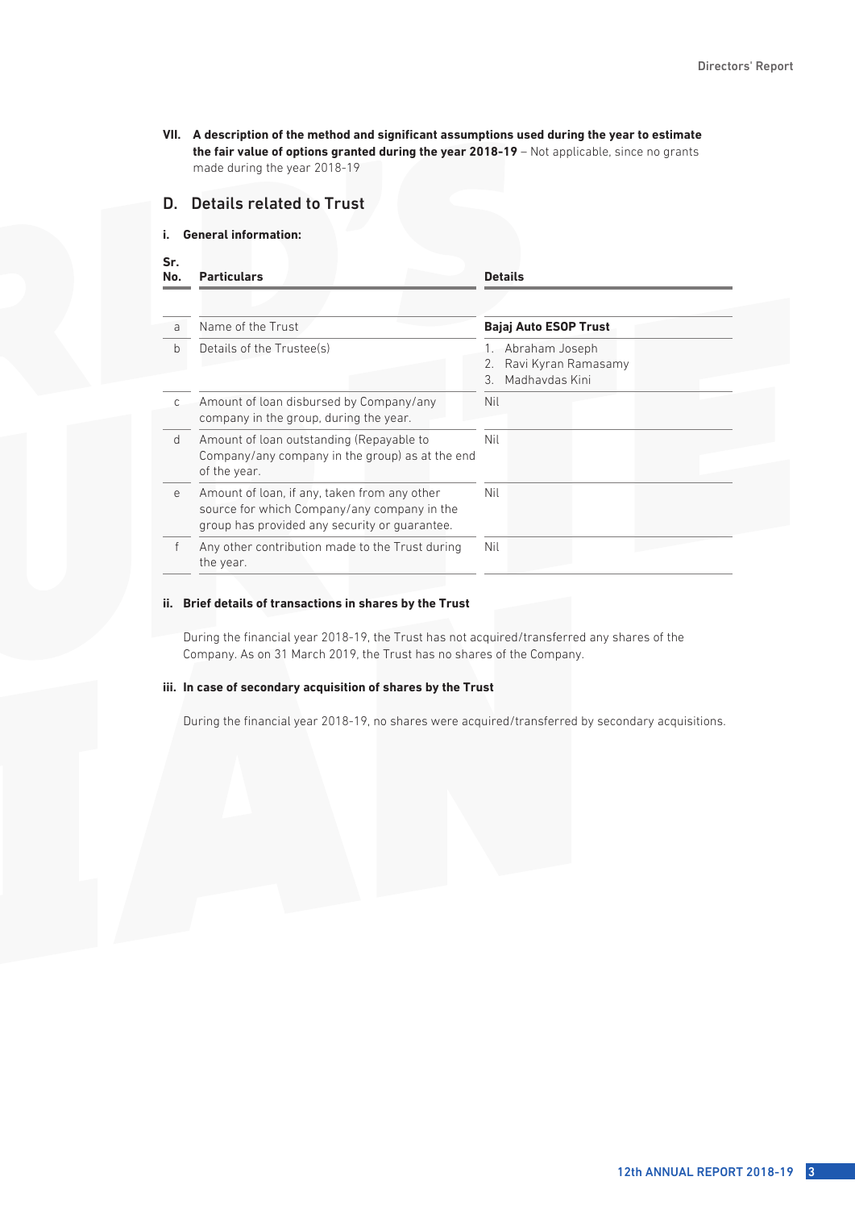**VII. A description of the method and significant assumptions used during the year to estimate the fair value of options granted during the year 2018-19** – Not applicable, since no grants made during the year 2018-19

## D. Details related to Trust

**i. General information:**

| Sr. No. | Particulars | Details |
|---|---|---|
| a | Name of the Trust | **Bajaj Auto ESOP Trust** |
| b | Details of the Trustee(s) | 1. Abraham Joseph<br>2. Ravi Kyran Ramasamy<br>3. Madhavdas Kini |
| c | Amount of loan disbursed by Company/any company in the group, during the year. | Nil |
| d | Amount of loan outstanding (Repayable to Company/any company in the group) as at the end of the year. | Nil |
| e | Amount of loan, if any, taken from any other source for which Company/any company in the group has provided any security or guarantee. | Nil |
| f | Any other contribution made to the Trust during the year. | Nil |

**ii. Brief details of transactions in shares by the Trust**

During the financial year 2018-19, the Trust has not acquired/transferred any shares of the Company. As on 31 March 2019, the Trust has no shares of the Company.

**iii. In case of secondary acquisition of shares by the Trust**

During the financial year 2018-19, no shares were acquired/transferred by secondary acquisitions.